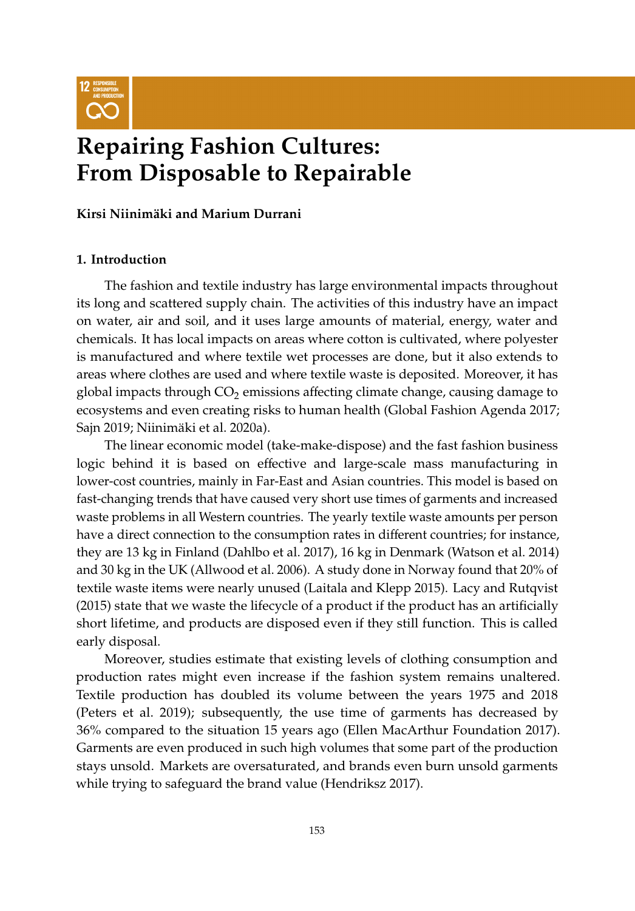# Repairing Fashion Cultures: From Disposable to Repairable

**Kirsi Niinimäki and Marium Durrani**

## 1. Introduction

The fashion and textile industry has large environmental impacts throughout its long and scattered supply chain. The activities of this industry have an impact on water, air and soil, and it uses large amounts of material, energy, water and chemicals. It has local impacts on areas where cotton is cultivated, where polyester is manufactured and where textile wet processes are done, but it also extends to areas where clothes are used and where textile waste is deposited. Moreover, it has global impacts through $CO_2$ emissions affecting climate change, causing damage to ecosystems and even creating risks to human health (Global Fashion Agenda 2017; Sajn 2019; Niinimäki et al. 2020a).

The linear economic model (take-make-dispose) and the fast fashion business logic behind it is based on effective and large-scale mass manufacturing in lower-cost countries, mainly in Far-East and Asian countries. This model is based on fast-changing trends that have caused very short use times of garments and increased waste problems in all Western countries. The yearly textile waste amounts per person have a direct connection to the consumption rates in different countries; for instance, they are 13 kg in Finland (Dahlbo et al. 2017), 16 kg in Denmark (Watson et al. 2014) and 30 kg in the UK (Allwood et al. 2006). A study done in Norway found that 20% of textile waste items were nearly unused (Laitala and Klepp 2015). Lacy and Rutqvist (2015) state that we waste the lifecycle of a product if the product has an artificially short lifetime, and products are disposed even if they still function. This is called early disposal.

Moreover, studies estimate that existing levels of clothing consumption and production rates might even increase if the fashion system remains unaltered. Textile production has doubled its volume between the years 1975 and 2018 (Peters et al. 2019); subsequently, the use time of garments has decreased by 36% compared to the situation 15 years ago (Ellen MacArthur Foundation 2017). Garments are even produced in such high volumes that some part of the production stays unsold. Markets are oversaturated, and brands even burn unsold garments while trying to safeguard the brand value (Hendriksz 2017).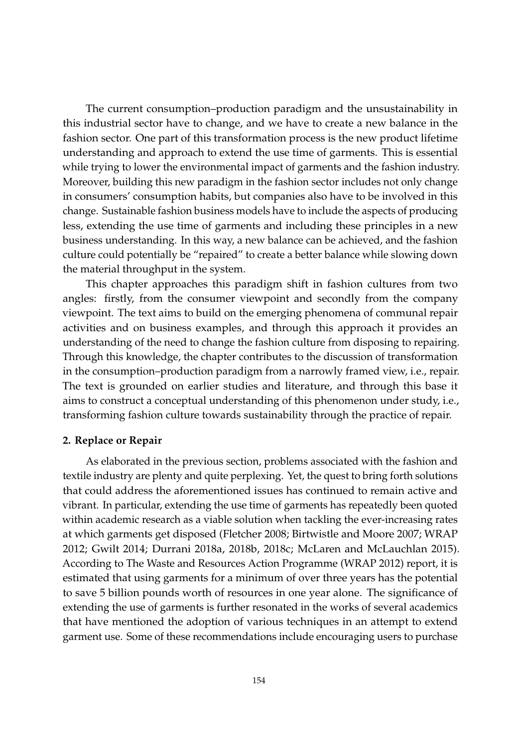The current consumption–production paradigm and the unsustainability in this industrial sector have to change, and we have to create a new balance in the fashion sector. One part of this transformation process is the new product lifetime understanding and approach to extend the use time of garments. This is essential while trying to lower the environmental impact of garments and the fashion industry. Moreover, building this new paradigm in the fashion sector includes not only change in consumers' consumption habits, but companies also have to be involved in this change. Sustainable fashion business models have to include the aspects of producing less, extending the use time of garments and including these principles in a new business understanding. In this way, a new balance can be achieved, and the fashion culture could potentially be "repaired" to create a better balance while slowing down the material throughput in the system.

This chapter approaches this paradigm shift in fashion cultures from two angles: firstly, from the consumer viewpoint and secondly from the company viewpoint. The text aims to build on the emerging phenomena of communal repair activities and on business examples, and through this approach it provides an understanding of the need to change the fashion culture from disposing to repairing. Through this knowledge, the chapter contributes to the discussion of transformation in the consumption–production paradigm from a narrowly framed view, i.e., repair. The text is grounded on earlier studies and literature, and through this base it aims to construct a conceptual understanding of this phenomenon under study, i.e., transforming fashion culture towards sustainability through the practice of repair.

## 2. Replace or Repair

As elaborated in the previous section, problems associated with the fashion and textile industry are plenty and quite perplexing. Yet, the quest to bring forth solutions that could address the aforementioned issues has continued to remain active and vibrant. In particular, extending the use time of garments has repeatedly been quoted within academic research as a viable solution when tackling the ever-increasing rates at which garments get disposed (Fletcher 2008; Birtwistle and Moore 2007; WRAP 2012; Gwilt 2014; Durrani 2018a, 2018b, 2018c; McLaren and McLauchlan 2015). According to The Waste and Resources Action Programme (WRAP 2012) report, it is estimated that using garments for a minimum of over three years has the potential to save 5 billion pounds worth of resources in one year alone. The significance of extending the use of garments is further resonated in the works of several academics that have mentioned the adoption of various techniques in an attempt to extend garment use. Some of these recommendations include encouraging users to purchase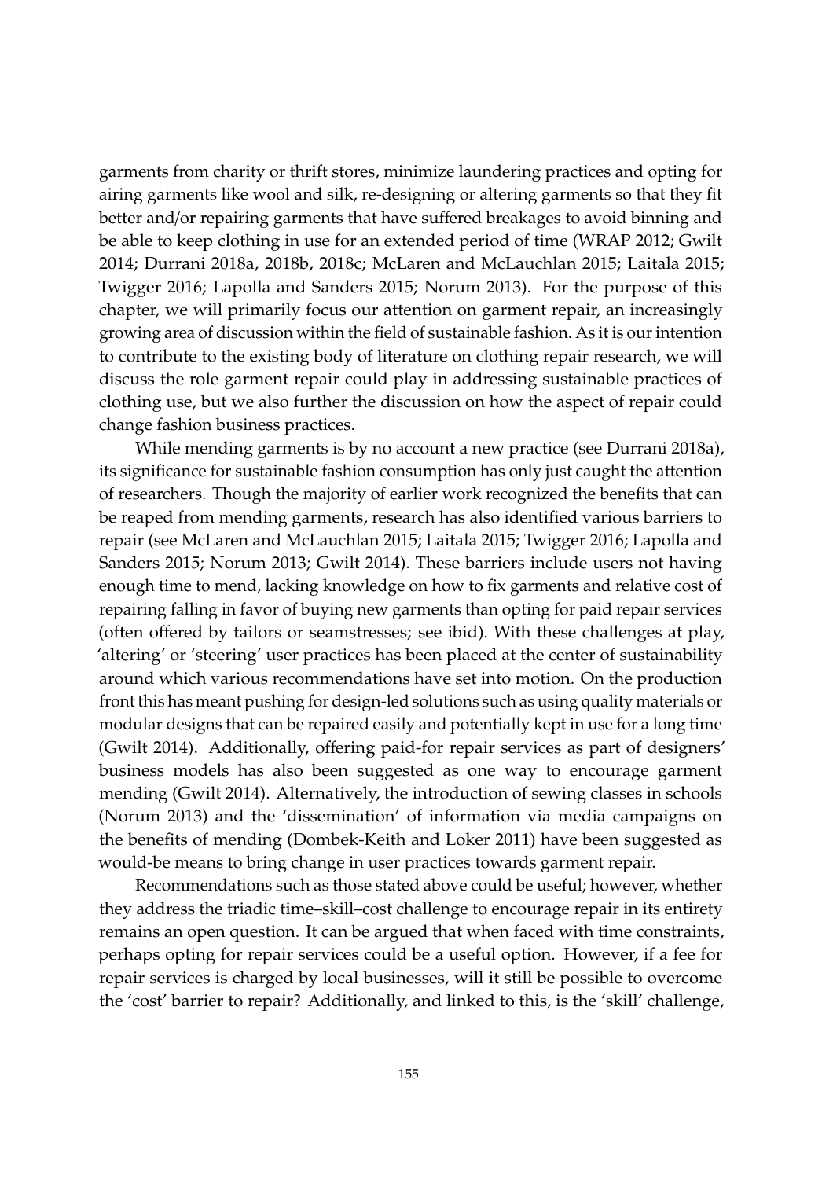garments from charity or thrift stores, minimize laundering practices and opting for airing garments like wool and silk, re-designing or altering garments so that they fit better and/or repairing garments that have suffered breakages to avoid binning and be able to keep clothing in use for an extended period of time (WRAP 2012; Gwilt 2014; Durrani 2018a, 2018b, 2018c; McLaren and McLauchlan 2015; Laitala 2015; Twigger 2016; Lapolla and Sanders 2015; Norum 2013). For the purpose of this chapter, we will primarily focus our attention on garment repair, an increasingly growing area of discussion within the field of sustainable fashion. As it is our intention to contribute to the existing body of literature on clothing repair research, we will discuss the role garment repair could play in addressing sustainable practices of clothing use, but we also further the discussion on how the aspect of repair could change fashion business practices.

While mending garments is by no account a new practice (see Durrani 2018a), its significance for sustainable fashion consumption has only just caught the attention of researchers. Though the majority of earlier work recognized the benefits that can be reaped from mending garments, research has also identified various barriers to repair (see McLaren and McLauchlan 2015; Laitala 2015; Twigger 2016; Lapolla and Sanders 2015; Norum 2013; Gwilt 2014). These barriers include users not having enough time to mend, lacking knowledge on how to fix garments and relative cost of repairing falling in favor of buying new garments than opting for paid repair services (often offered by tailors or seamstresses; see ibid). With these challenges at play, 'altering' or 'steering' user practices has been placed at the center of sustainability around which various recommendations have set into motion. On the production front this has meant pushing for design-led solutions such as using quality materials or modular designs that can be repaired easily and potentially kept in use for a long time (Gwilt 2014). Additionally, offering paid-for repair services as part of designers' business models has also been suggested as one way to encourage garment mending (Gwilt 2014). Alternatively, the introduction of sewing classes in schools (Norum 2013) and the 'dissemination' of information via media campaigns on the benefits of mending (Dombek-Keith and Loker 2011) have been suggested as would-be means to bring change in user practices towards garment repair.

Recommendations such as those stated above could be useful; however, whether they address the triadic time–skill–cost challenge to encourage repair in its entirety remains an open question. It can be argued that when faced with time constraints, perhaps opting for repair services could be a useful option. However, if a fee for repair services is charged by local businesses, will it still be possible to overcome the 'cost' barrier to repair? Additionally, and linked to this, is the 'skill' challenge,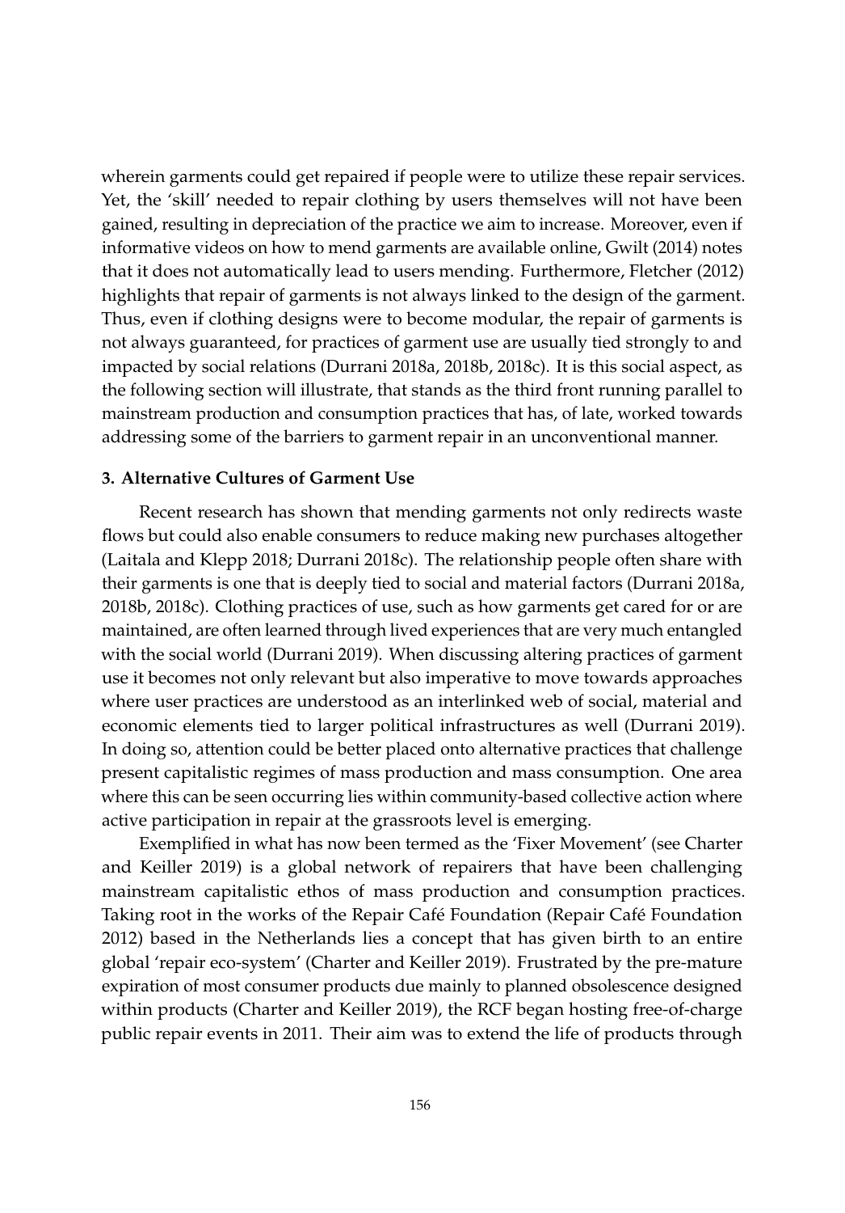wherein garments could get repaired if people were to utilize these repair services. Yet, the 'skill' needed to repair clothing by users themselves will not have been gained, resulting in depreciation of the practice we aim to increase. Moreover, even if informative videos on how to mend garments are available online, Gwilt (2014) notes that it does not automatically lead to users mending. Furthermore, Fletcher (2012) highlights that repair of garments is not always linked to the design of the garment. Thus, even if clothing designs were to become modular, the repair of garments is not always guaranteed, for practices of garment use are usually tied strongly to and impacted by social relations (Durrani 2018a, 2018b, 2018c). It is this social aspect, as the following section will illustrate, that stands as the third front running parallel to mainstream production and consumption practices that has, of late, worked towards addressing some of the barriers to garment repair in an unconventional manner.

## 3. Alternative Cultures of Garment Use

Recent research has shown that mending garments not only redirects waste flows but could also enable consumers to reduce making new purchases altogether (Laitala and Klepp 2018; Durrani 2018c). The relationship people often share with their garments is one that is deeply tied to social and material factors (Durrani 2018a, 2018b, 2018c). Clothing practices of use, such as how garments get cared for or are maintained, are often learned through lived experiences that are very much entangled with the social world (Durrani 2019). When discussing altering practices of garment use it becomes not only relevant but also imperative to move towards approaches where user practices are understood as an interlinked web of social, material and economic elements tied to larger political infrastructures as well (Durrani 2019). In doing so, attention could be better placed onto alternative practices that challenge present capitalistic regimes of mass production and mass consumption. One area where this can be seen occurring lies within community-based collective action where active participation in repair at the grassroots level is emerging.

Exemplified in what has now been termed as the 'Fixer Movement' (see Charter and Keiller 2019) is a global network of repairers that have been challenging mainstream capitalistic ethos of mass production and consumption practices. Taking root in the works of the Repair Café Foundation (Repair Café Foundation 2012) based in the Netherlands lies a concept that has given birth to an entire global 'repair eco-system' (Charter and Keiller 2019). Frustrated by the pre-mature expiration of most consumer products due mainly to planned obsolescence designed within products (Charter and Keiller 2019), the RCF began hosting free-of-charge public repair events in 2011. Their aim was to extend the life of products through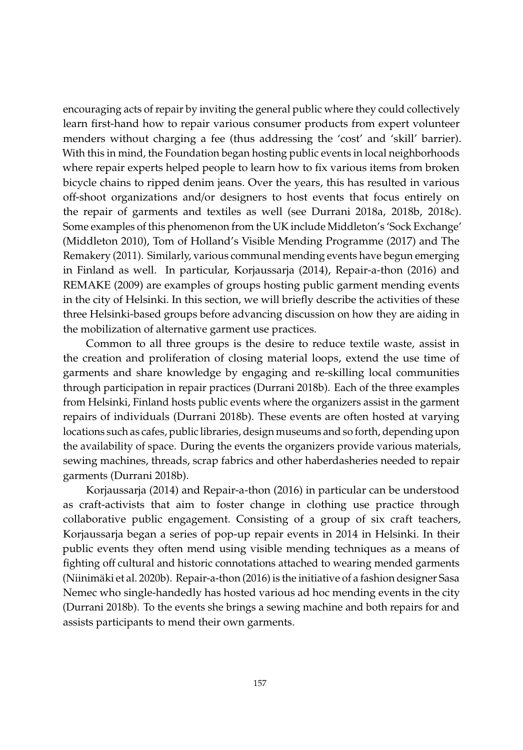encouraging acts of repair by inviting the general public where they could collectively learn first-hand how to repair various consumer products from expert volunteer menders without charging a fee (thus addressing the 'cost' and 'skill' barrier). With this in mind, the Foundation began hosting public events in local neighborhoods where repair experts helped people to learn how to fix various items from broken bicycle chains to ripped denim jeans. Over the years, this has resulted in various off-shoot organizations and/or designers to host events that focus entirely on the repair of garments and textiles as well (see Durrani 2018a, 2018b, 2018c). Some examples of this phenomenon from the UK include Middleton's 'Sock Exchange' (Middleton 2010), Tom of Holland's Visible Mending Programme (2017) and The Remakery (2011). Similarly, various communal mending events have begun emerging in Finland as well. In particular, Korjaussarja (2014), Repair-a-thon (2016) and REMAKE (2009) are examples of groups hosting public garment mending events in the city of Helsinki. In this section, we will briefly describe the activities of these three Helsinki-based groups before advancing discussion on how they are aiding in the mobilization of alternative garment use practices.

Common to all three groups is the desire to reduce textile waste, assist in the creation and proliferation of closing material loops, extend the use time of garments and share knowledge by engaging and re-skilling local communities through participation in repair practices (Durrani 2018b). Each of the three examples from Helsinki, Finland hosts public events where the organizers assist in the garment repairs of individuals (Durrani 2018b). These events are often hosted at varying locations such as cafes, public libraries, design museums and so forth, depending upon the availability of space. During the events the organizers provide various materials, sewing machines, threads, scrap fabrics and other haberdasheries needed to repair garments (Durrani 2018b).

Korjaussarja (2014) and Repair-a-thon (2016) in particular can be understood as craft-activists that aim to foster change in clothing use practice through collaborative public engagement. Consisting of a group of six craft teachers, Korjaussarja began a series of pop-up repair events in 2014 in Helsinki. In their public events they often mend using visible mending techniques as a means of fighting off cultural and historic connotations attached to wearing mended garments (Niinimäki et al. 2020b). Repair-a-thon (2016) is the initiative of a fashion designer Sasa Nemec who single-handedly has hosted various ad hoc mending events in the city (Durrani 2018b). To the events she brings a sewing machine and both repairs for and assists participants to mend their own garments.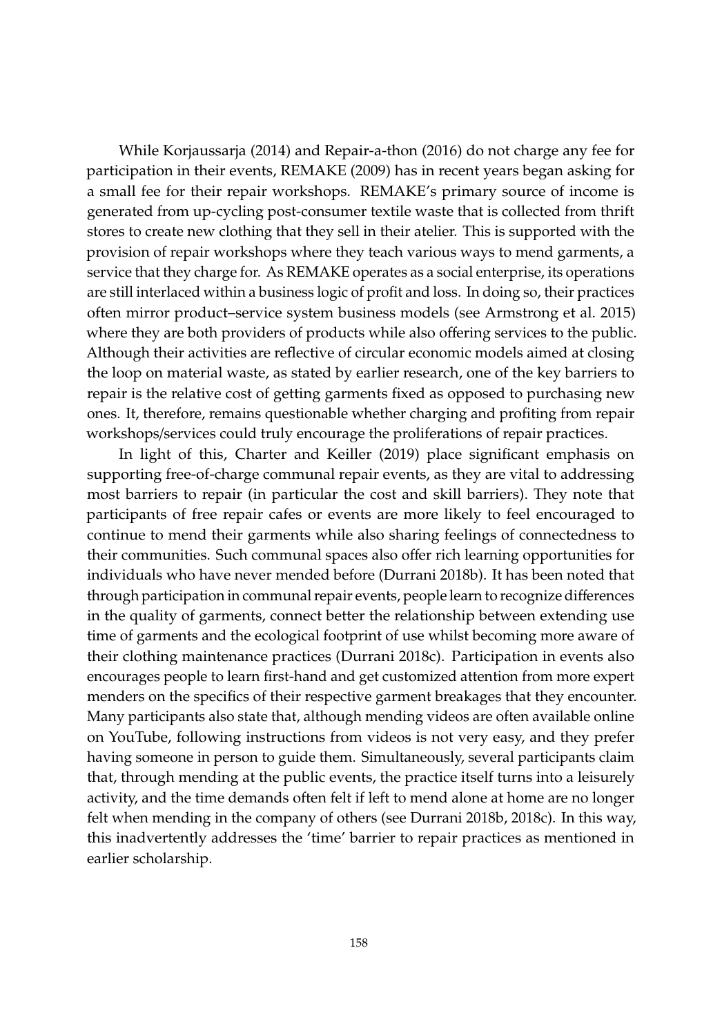While Korjaussarja (2014) and Repair-a-thon (2016) do not charge any fee for participation in their events, REMAKE (2009) has in recent years began asking for a small fee for their repair workshops. REMAKE's primary source of income is generated from up-cycling post-consumer textile waste that is collected from thrift stores to create new clothing that they sell in their atelier. This is supported with the provision of repair workshops where they teach various ways to mend garments, a service that they charge for. As REMAKE operates as a social enterprise, its operations are still interlaced within a business logic of profit and loss. In doing so, their practices often mirror product–service system business models (see Armstrong et al. 2015) where they are both providers of products while also offering services to the public. Although their activities are reflective of circular economic models aimed at closing the loop on material waste, as stated by earlier research, one of the key barriers to repair is the relative cost of getting garments fixed as opposed to purchasing new ones. It, therefore, remains questionable whether charging and profiting from repair workshops/services could truly encourage the proliferations of repair practices.

In light of this, Charter and Keiller (2019) place significant emphasis on supporting free-of-charge communal repair events, as they are vital to addressing most barriers to repair (in particular the cost and skill barriers). They note that participants of free repair cafes or events are more likely to feel encouraged to continue to mend their garments while also sharing feelings of connectedness to their communities. Such communal spaces also offer rich learning opportunities for individuals who have never mended before (Durrani 2018b). It has been noted that through participation in communal repair events, people learn to recognize differences in the quality of garments, connect better the relationship between extending use time of garments and the ecological footprint of use whilst becoming more aware of their clothing maintenance practices (Durrani 2018c). Participation in events also encourages people to learn first-hand and get customized attention from more expert menders on the specifics of their respective garment breakages that they encounter. Many participants also state that, although mending videos are often available online on YouTube, following instructions from videos is not very easy, and they prefer having someone in person to guide them. Simultaneously, several participants claim that, through mending at the public events, the practice itself turns into a leisurely activity, and the time demands often felt if left to mend alone at home are no longer felt when mending in the company of others (see Durrani 2018b, 2018c). In this way, this inadvertently addresses the 'time' barrier to repair practices as mentioned in earlier scholarship.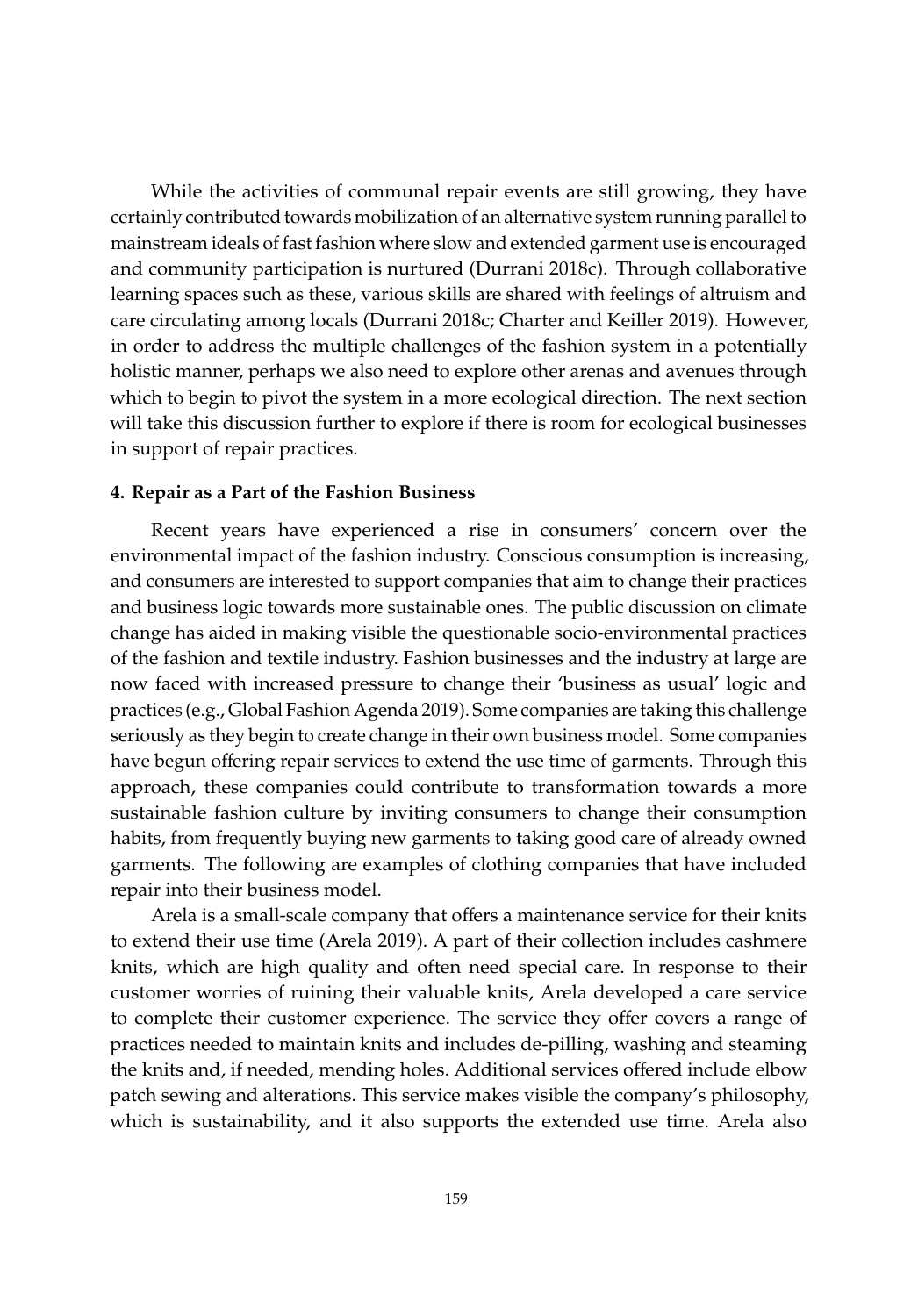While the activities of communal repair events are still growing, they have certainly contributed towards mobilization of an alternative system running parallel to mainstream ideals of fast fashion where slow and extended garment use is encouraged and community participation is nurtured (Durrani 2018c). Through collaborative learning spaces such as these, various skills are shared with feelings of altruism and care circulating among locals (Durrani 2018c; Charter and Keiller 2019). However, in order to address the multiple challenges of the fashion system in a potentially holistic manner, perhaps we also need to explore other arenas and avenues through which to begin to pivot the system in a more ecological direction. The next section will take this discussion further to explore if there is room for ecological businesses in support of repair practices.

## 4. Repair as a Part of the Fashion Business

Recent years have experienced a rise in consumers' concern over the environmental impact of the fashion industry. Conscious consumption is increasing, and consumers are interested to support companies that aim to change their practices and business logic towards more sustainable ones. The public discussion on climate change has aided in making visible the questionable socio-environmental practices of the fashion and textile industry. Fashion businesses and the industry at large are now faced with increased pressure to change their 'business as usual' logic and practices (e.g., Global Fashion Agenda 2019). Some companies are taking this challenge seriously as they begin to create change in their own business model. Some companies have begun offering repair services to extend the use time of garments. Through this approach, these companies could contribute to transformation towards a more sustainable fashion culture by inviting consumers to change their consumption habits, from frequently buying new garments to taking good care of already owned garments. The following are examples of clothing companies that have included repair into their business model.

Arela is a small-scale company that offers a maintenance service for their knits to extend their use time (Arela 2019). A part of their collection includes cashmere knits, which are high quality and often need special care. In response to their customer worries of ruining their valuable knits, Arela developed a care service to complete their customer experience. The service they offer covers a range of practices needed to maintain knits and includes de-pilling, washing and steaming the knits and, if needed, mending holes. Additional services offered include elbow patch sewing and alterations. This service makes visible the company's philosophy, which is sustainability, and it also supports the extended use time. Arela also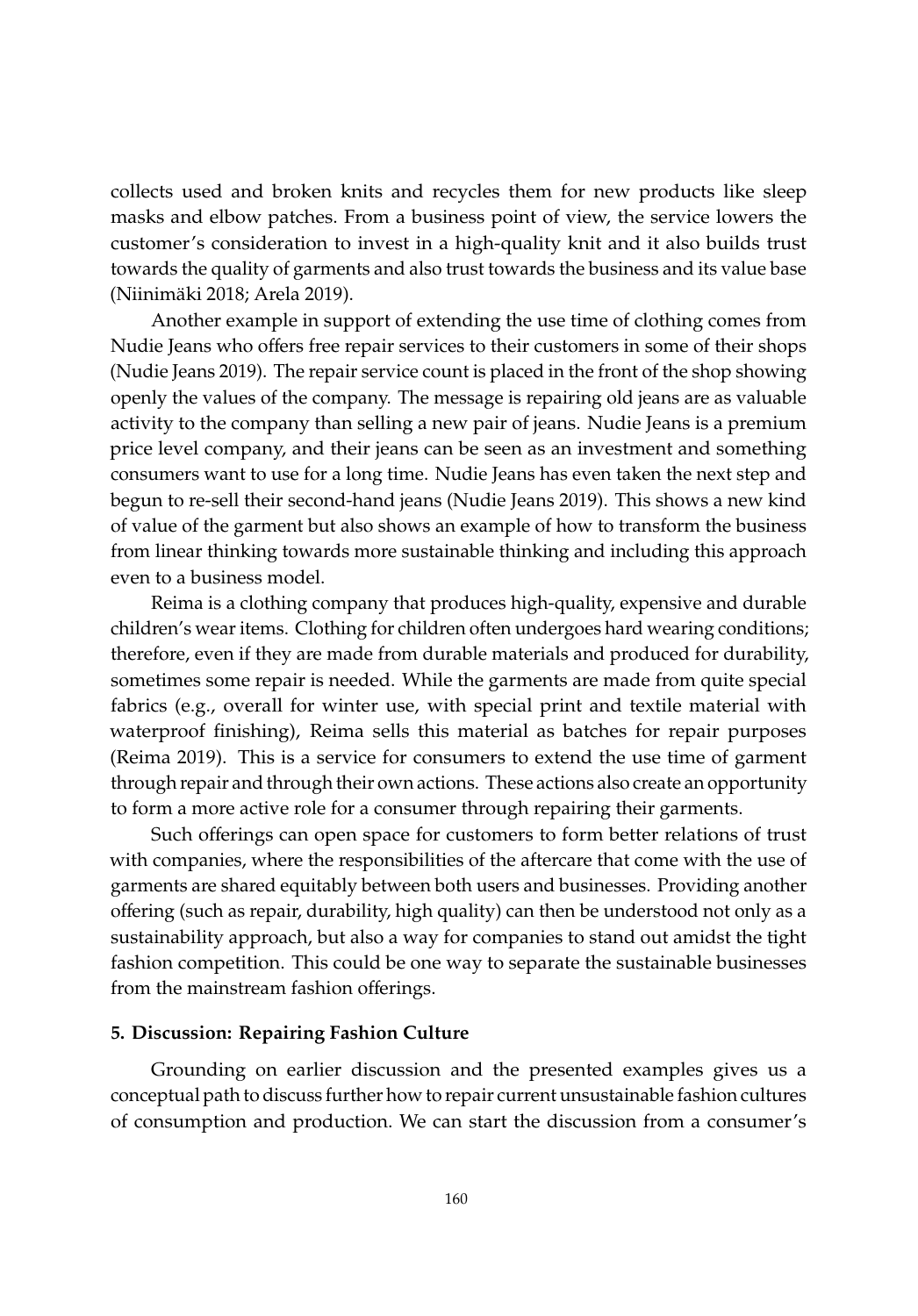collects used and broken knits and recycles them for new products like sleep masks and elbow patches. From a business point of view, the service lowers the customer's consideration to invest in a high-quality knit and it also builds trust towards the quality of garments and also trust towards the business and its value base (Niinimäki 2018; Arela 2019).

Another example in support of extending the use time of clothing comes from Nudie Jeans who offers free repair services to their customers in some of their shops (Nudie Jeans 2019). The repair service count is placed in the front of the shop showing openly the values of the company. The message is repairing old jeans are as valuable activity to the company than selling a new pair of jeans. Nudie Jeans is a premium price level company, and their jeans can be seen as an investment and something consumers want to use for a long time. Nudie Jeans has even taken the next step and begun to re-sell their second-hand jeans (Nudie Jeans 2019). This shows a new kind of value of the garment but also shows an example of how to transform the business from linear thinking towards more sustainable thinking and including this approach even to a business model.

Reima is a clothing company that produces high-quality, expensive and durable children's wear items. Clothing for children often undergoes hard wearing conditions; therefore, even if they are made from durable materials and produced for durability, sometimes some repair is needed. While the garments are made from quite special fabrics (e.g., overall for winter use, with special print and textile material with waterproof finishing), Reima sells this material as batches for repair purposes (Reima 2019). This is a service for consumers to extend the use time of garment through repair and through their own actions. These actions also create an opportunity to form a more active role for a consumer through repairing their garments.

Such offerings can open space for customers to form better relations of trust with companies, where the responsibilities of the aftercare that come with the use of garments are shared equitably between both users and businesses. Providing another offering (such as repair, durability, high quality) can then be understood not only as a sustainability approach, but also a way for companies to stand out amidst the tight fashion competition. This could be one way to separate the sustainable businesses from the mainstream fashion offerings.

## 5. Discussion: Repairing Fashion Culture

Grounding on earlier discussion and the presented examples gives us a conceptual path to discuss further how to repair current unsustainable fashion cultures of consumption and production. We can start the discussion from a consumer's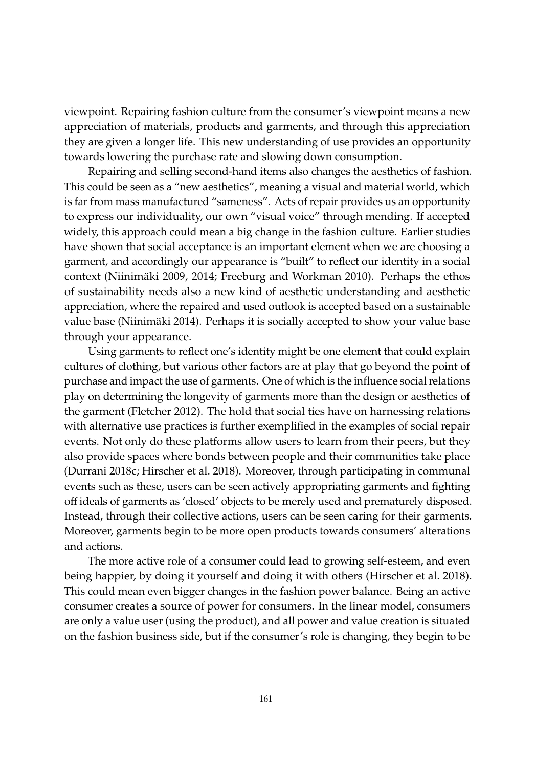viewpoint. Repairing fashion culture from the consumer's viewpoint means a new appreciation of materials, products and garments, and through this appreciation they are given a longer life. This new understanding of use provides an opportunity towards lowering the purchase rate and slowing down consumption.

Repairing and selling second-hand items also changes the aesthetics of fashion. This could be seen as a "new aesthetics", meaning a visual and material world, which is far from mass manufactured "sameness". Acts of repair provides us an opportunity to express our individuality, our own "visual voice" through mending. If accepted widely, this approach could mean a big change in the fashion culture. Earlier studies have shown that social acceptance is an important element when we are choosing a garment, and accordingly our appearance is "built" to reflect our identity in a social context (Niinimäki 2009, 2014; Freeburg and Workman 2010). Perhaps the ethos of sustainability needs also a new kind of aesthetic understanding and aesthetic appreciation, where the repaired and used outlook is accepted based on a sustainable value base (Niinimäki 2014). Perhaps it is socially accepted to show your value base through your appearance.

Using garments to reflect one's identity might be one element that could explain cultures of clothing, but various other factors are at play that go beyond the point of purchase and impact the use of garments. One of which is the influence social relations play on determining the longevity of garments more than the design or aesthetics of the garment (Fletcher 2012). The hold that social ties have on harnessing relations with alternative use practices is further exemplified in the examples of social repair events. Not only do these platforms allow users to learn from their peers, but they also provide spaces where bonds between people and their communities take place (Durrani 2018c; Hirscher et al. 2018). Moreover, through participating in communal events such as these, users can be seen actively appropriating garments and fighting off ideals of garments as 'closed' objects to be merely used and prematurely disposed. Instead, through their collective actions, users can be seen caring for their garments. Moreover, garments begin to be more open products towards consumers' alterations and actions.

The more active role of a consumer could lead to growing self-esteem, and even being happier, by doing it yourself and doing it with others (Hirscher et al. 2018). This could mean even bigger changes in the fashion power balance. Being an active consumer creates a source of power for consumers. In the linear model, consumers are only a value user (using the product), and all power and value creation is situated on the fashion business side, but if the consumer's role is changing, they begin to be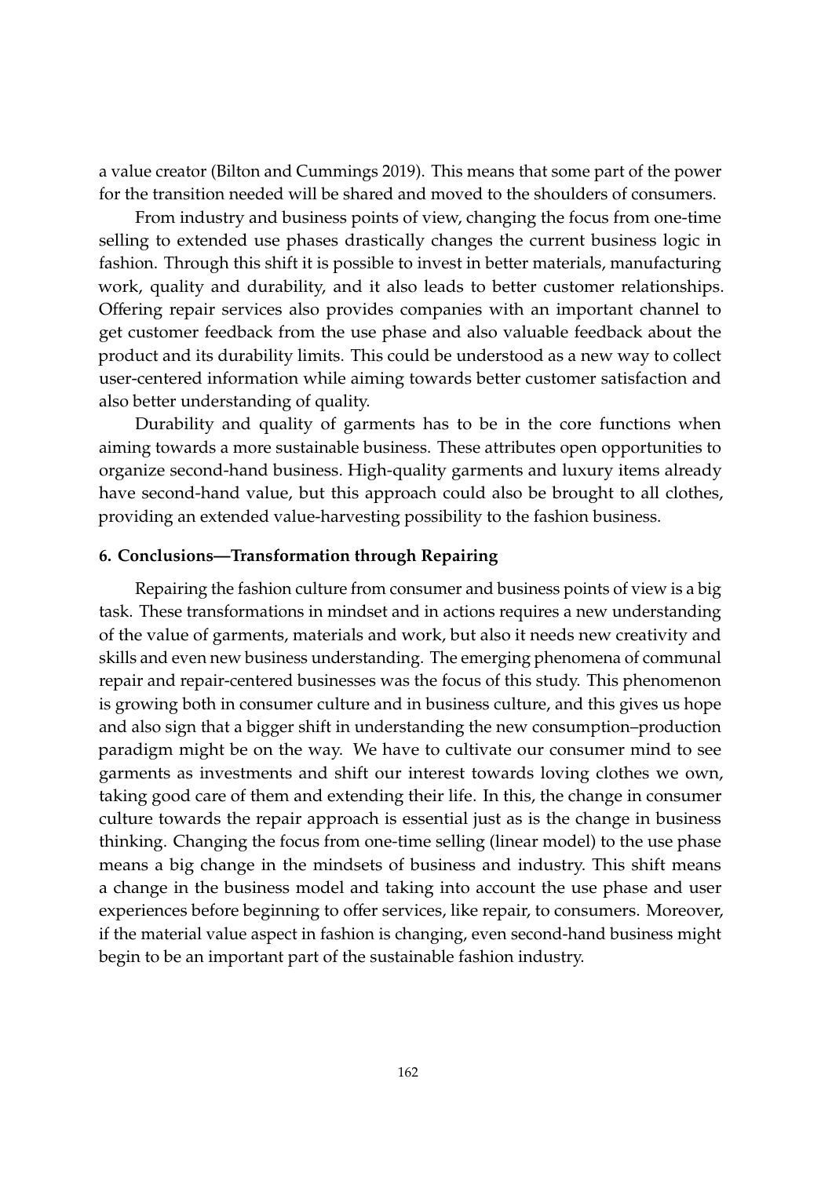a value creator (Bilton and Cummings 2019). This means that some part of the power for the transition needed will be shared and moved to the shoulders of consumers.

From industry and business points of view, changing the focus from one-time selling to extended use phases drastically changes the current business logic in fashion. Through this shift it is possible to invest in better materials, manufacturing work, quality and durability, and it also leads to better customer relationships. Offering repair services also provides companies with an important channel to get customer feedback from the use phase and also valuable feedback about the product and its durability limits. This could be understood as a new way to collect user-centered information while aiming towards better customer satisfaction and also better understanding of quality.

Durability and quality of garments has to be in the core functions when aiming towards a more sustainable business. These attributes open opportunities to organize second-hand business. High-quality garments and luxury items already have second-hand value, but this approach could also be brought to all clothes, providing an extended value-harvesting possibility to the fashion business.

## 6. Conclusions—Transformation through Repairing

Repairing the fashion culture from consumer and business points of view is a big task. These transformations in mindset and in actions requires a new understanding of the value of garments, materials and work, but also it needs new creativity and skills and even new business understanding. The emerging phenomena of communal repair and repair-centered businesses was the focus of this study. This phenomenon is growing both in consumer culture and in business culture, and this gives us hope and also sign that a bigger shift in understanding the new consumption–production paradigm might be on the way. We have to cultivate our consumer mind to see garments as investments and shift our interest towards loving clothes we own, taking good care of them and extending their life. In this, the change in consumer culture towards the repair approach is essential just as is the change in business thinking. Changing the focus from one-time selling (linear model) to the use phase means a big change in the mindsets of business and industry. This shift means a change in the business model and taking into account the use phase and user experiences before beginning to offer services, like repair, to consumers. Moreover, if the material value aspect in fashion is changing, even second-hand business might begin to be an important part of the sustainable fashion industry.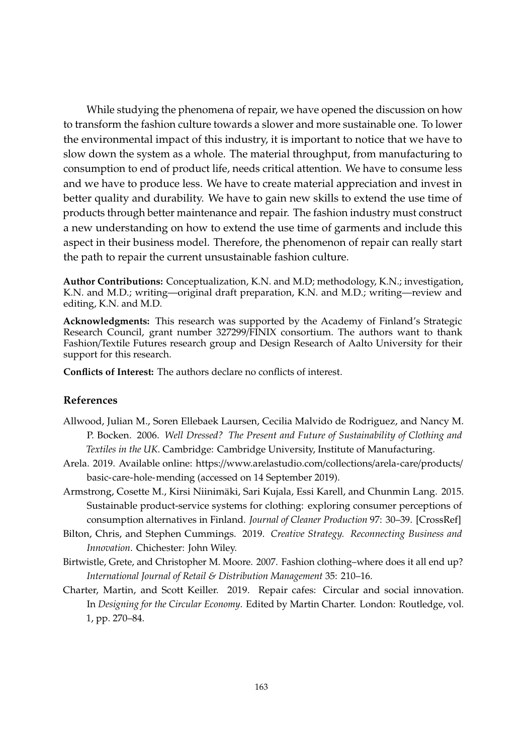While studying the phenomena of repair, we have opened the discussion on how to transform the fashion culture towards a slower and more sustainable one. To lower the environmental impact of this industry, it is important to notice that we have to slow down the system as a whole. The material throughput, from manufacturing to consumption to end of product life, needs critical attention. We have to consume less and we have to produce less. We have to create material appreciation and invest in better quality and durability. We have to gain new skills to extend the use time of products through better maintenance and repair. The fashion industry must construct a new understanding on how to extend the use time of garments and include this aspect in their business model. Therefore, the phenomenon of repair can really start the path to repair the current unsustainable fashion culture.

**Author Contributions:** Conceptualization, K.N. and M.D; methodology, K.N.; investigation, K.N. and M.D.; writing—original draft preparation, K.N. and M.D.; writing—review and editing, K.N. and M.D.

**Acknowledgments:** This research was supported by the Academy of Finland's Strategic Research Council, grant number 327299/FINIX consortium. The authors want to thank Fashion/Textile Futures research group and Design Research of Aalto University for their support for this research.

**Conflicts of Interest:** The authors declare no conflicts of interest.

## References

Allwood, Julian M., Soren Ellebaek Laursen, Cecilia Malvido de Rodriguez, and Nancy M. P. Bocken. 2006. *Well Dressed? The Present and Future of Sustainability of Clothing and Textiles in the UK*. Cambridge: Cambridge University, Institute of Manufacturing.

Arela. 2019. Available online: https://www.arelastudio.com/collections/arela-care/products/basic-care-hole-mending (accessed on 14 September 2019).

Armstrong, Cosette M., Kirsi Niinimäki, Sari Kujala, Essi Karell, and Chunmin Lang. 2015. Sustainable product-service systems for clothing: exploring consumer perceptions of consumption alternatives in Finland. *Journal of Cleaner Production* 97: 30–39. [CrossRef]

Bilton, Chris, and Stephen Cummings. 2019. *Creative Strategy. Reconnecting Business and Innovation*. Chichester: John Wiley.

Birtwistle, Grete, and Christopher M. Moore. 2007. Fashion clothing–where does it all end up? *International Journal of Retail & Distribution Management* 35: 210–16.

Charter, Martin, and Scott Keiller. 2019. Repair cafes: Circular and social innovation. In *Designing for the Circular Economy*. Edited by Martin Charter. London: Routledge, vol. 1, pp. 270–84.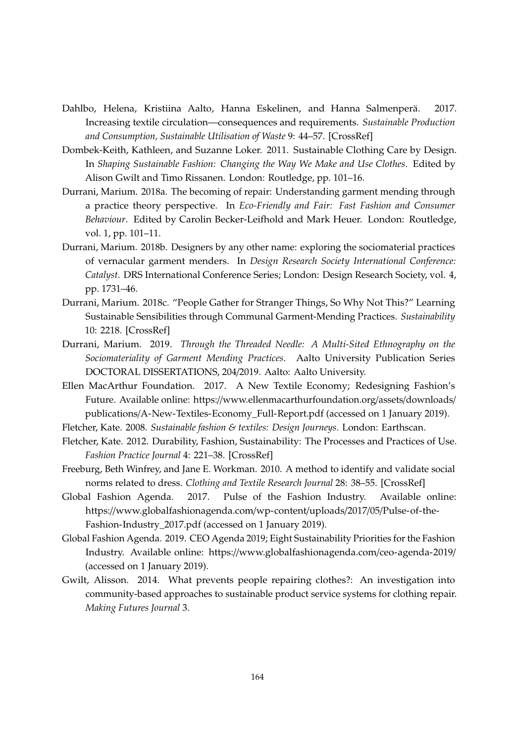Dahlbo, Helena, Kristiina Aalto, Hanna Eskelinen, and Hanna Salmenperä. 2017. Increasing textile circulation—consequences and requirements. *Sustainable Production and Consumption, Sustainable Utilisation of Waste* 9: 44–57. [CrossRef]

Dombek-Keith, Kathleen, and Suzanne Loker. 2011. Sustainable Clothing Care by Design. In *Shaping Sustainable Fashion: Changing the Way We Make and Use Clothes*. Edited by Alison Gwilt and Timo Rissanen. London: Routledge, pp. 101–16.

Durrani, Marium. 2018a. The becoming of repair: Understanding garment mending through a practice theory perspective. In *Eco-Friendly and Fair: Fast Fashion and Consumer Behaviour*. Edited by Carolin Becker-Leifhold and Mark Heuer. London: Routledge, vol. 1, pp. 101–11.

Durrani, Marium. 2018b. Designers by any other name: exploring the sociomaterial practices of vernacular garment menders. In *Design Research Society International Conference: Catalyst*. DRS International Conference Series; London: Design Research Society, vol. 4, pp. 1731–46.

Durrani, Marium. 2018c. "People Gather for Stranger Things, So Why Not This?" Learning Sustainable Sensibilities through Communal Garment-Mending Practices. *Sustainability* 10: 2218. [CrossRef]

Durrani, Marium. 2019. *Through the Threaded Needle: A Multi-Sited Ethnography on the Sociomateriality of Garment Mending Practices*. Aalto University Publication Series DOCTORAL DISSERTATIONS, 204/2019. Aalto: Aalto University.

Ellen MacArthur Foundation. 2017. A New Textile Economy; Redesigning Fashion's Future. Available online: https://www.ellenmacarthurfoundation.org/assets/downloads/publications/A-New-Textiles-Economy_Full-Report.pdf (accessed on 1 January 2019).

Fletcher, Kate. 2008. *Sustainable fashion & textiles: Design Journeys*. London: Earthscan.

Fletcher, Kate. 2012. Durability, Fashion, Sustainability: The Processes and Practices of Use. *Fashion Practice Journal* 4: 221–38. [CrossRef]

Freeburg, Beth Winfrey, and Jane E. Workman. 2010. A method to identify and validate social norms related to dress. *Clothing and Textile Research Journal* 28: 38–55. [CrossRef]

Global Fashion Agenda. 2017. Pulse of the Fashion Industry. Available online: https://www.globalfashionagenda.com/wp-content/uploads/2017/05/Pulse-of-the-Fashion-Industry_2017.pdf (accessed on 1 January 2019).

Global Fashion Agenda. 2019. CEO Agenda 2019; Eight Sustainability Priorities for the Fashion Industry. Available online: https://www.globalfashionagenda.com/ceo-agenda-2019/ (accessed on 1 January 2019).

Gwilt, Alisson. 2014. What prevents people repairing clothes?: An investigation into community-based approaches to sustainable product service systems for clothing repair. *Making Futures Journal* 3.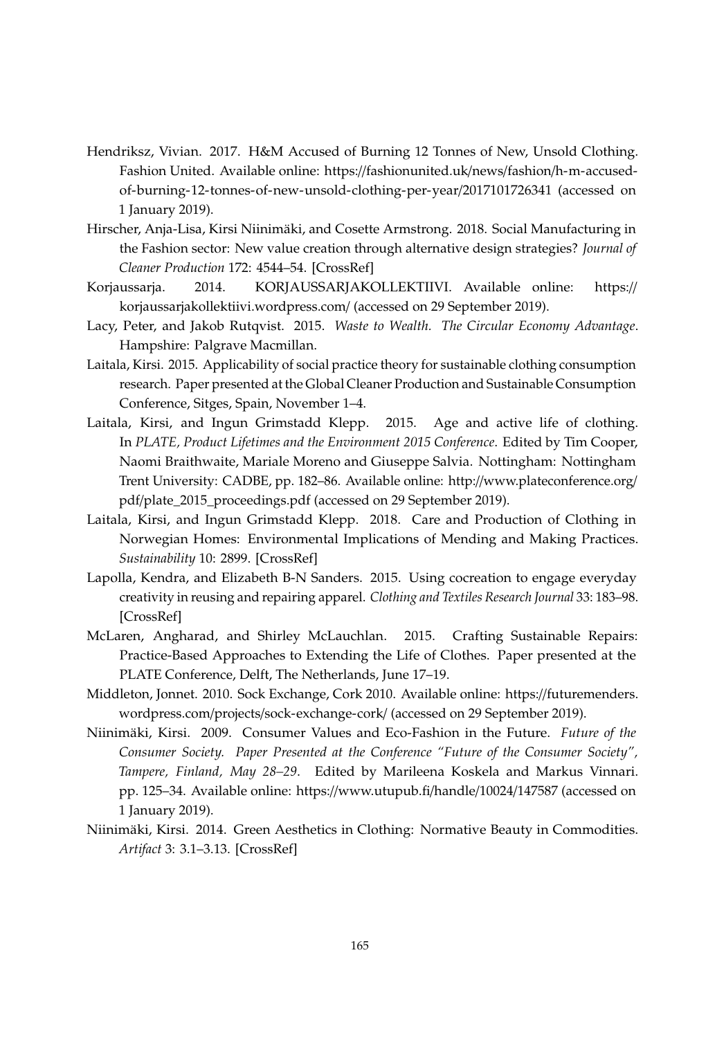Hendriksz, Vivian. 2017. H&M Accused of Burning 12 Tonnes of New, Unsold Clothing. Fashion United. Available online: https://fashionunited.uk/news/fashion/h-m-accused-of-burning-12-tonnes-of-new-unsold-clothing-per-year/2017101726341 (accessed on 1 January 2019).

Hirscher, Anja-Lisa, Kirsi Niinimäki, and Cosette Armstrong. 2018. Social Manufacturing in the Fashion sector: New value creation through alternative design strategies? *Journal of Cleaner Production* 172: 4544–54. [CrossRef]

Korjaussarja. 2014. KORJAUSSARJAKOLLEKTIIVI. Available online: https://korjaussarjakollektiivi.wordpress.com/ (accessed on 29 September 2019).

Lacy, Peter, and Jakob Rutqvist. 2015. *Waste to Wealth. The Circular Economy Advantage*. Hampshire: Palgrave Macmillan.

Laitala, Kirsi. 2015. Applicability of social practice theory for sustainable clothing consumption research. Paper presented at the Global Cleaner Production and Sustainable Consumption Conference, Sitges, Spain, November 1–4.

Laitala, Kirsi, and Ingun Grimstadd Klepp. 2015. Age and active life of clothing. In *PLATE, Product Lifetimes and the Environment 2015 Conference*. Edited by Tim Cooper, Naomi Braithwaite, Mariale Moreno and Giuseppe Salvia. Nottingham: Nottingham Trent University: CADBE, pp. 182–86. Available online: http://www.plateconference.org/pdf/plate_2015_proceedings.pdf (accessed on 29 September 2019).

Laitala, Kirsi, and Ingun Grimstadd Klepp. 2018. Care and Production of Clothing in Norwegian Homes: Environmental Implications of Mending and Making Practices. *Sustainability* 10: 2899. [CrossRef]

Lapolla, Kendra, and Elizabeth B-N Sanders. 2015. Using cocreation to engage everyday creativity in reusing and repairing apparel. *Clothing and Textiles Research Journal* 33: 183–98. [CrossRef]

McLaren, Angharad, and Shirley McLauchlan. 2015. Crafting Sustainable Repairs: Practice-Based Approaches to Extending the Life of Clothes. Paper presented at the PLATE Conference, Delft, The Netherlands, June 17–19.

Middleton, Jonnet. 2010. Sock Exchange, Cork 2010. Available online: https://futuremenders.wordpress.com/projects/sock-exchange-cork/ (accessed on 29 September 2019).

Niinimäki, Kirsi. 2009. Consumer Values and Eco-Fashion in the Future. *Future of the Consumer Society. Paper Presented at the Conference "Future of the Consumer Society", Tampere, Finland, May 28–29*. Edited by Marileena Koskela and Markus Vinnari. pp. 125–34. Available online: https://www.utupub.fi/handle/10024/147587 (accessed on 1 January 2019).

Niinimäki, Kirsi. 2014. Green Aesthetics in Clothing: Normative Beauty in Commodities. *Artifact* 3: 3.1–3.13. [CrossRef]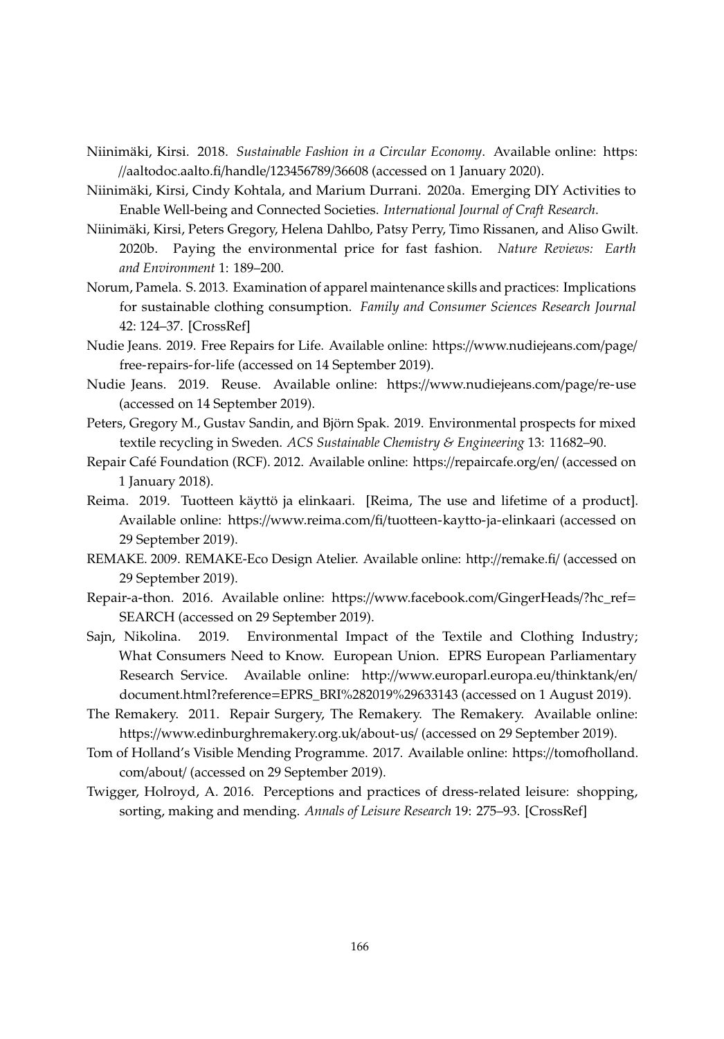Niinimäki, Kirsi. 2018. *Sustainable Fashion in a Circular Economy*. Available online: https://aaltodoc.aalto.fi/handle/123456789/36608 (accessed on 1 January 2020).

Niinimäki, Kirsi, Cindy Kohtala, and Marium Durrani. 2020a. Emerging DIY Activities to Enable Well-being and Connected Societies. *International Journal of Craft Research*.

Niinimäki, Kirsi, Peters Gregory, Helena Dahlbo, Patsy Perry, Timo Rissanen, and Aliso Gwilt. 2020b. Paying the environmental price for fast fashion. *Nature Reviews: Earth and Environment* 1: 189–200.

Norum, Pamela. S. 2013. Examination of apparel maintenance skills and practices: Implications for sustainable clothing consumption. *Family and Consumer Sciences Research Journal* 42: 124–37. [CrossRef]

Nudie Jeans. 2019. Free Repairs for Life. Available online: https://www.nudiejeans.com/page/free-repairs-for-life (accessed on 14 September 2019).

Nudie Jeans. 2019. Reuse. Available online: https://www.nudiejeans.com/page/re-use (accessed on 14 September 2019).

Peters, Gregory M., Gustav Sandin, and Björn Spak. 2019. Environmental prospects for mixed textile recycling in Sweden. *ACS Sustainable Chemistry & Engineering* 13: 11682–90.

Repair Café Foundation (RCF). 2012. Available online: https://repaircafe.org/en/ (accessed on 1 January 2018).

Reima. 2019. Tuotteen käyttö ja elinkaari. [Reima, The use and lifetime of a product]. Available online: https://www.reima.com/fi/tuotteen-kaytto-ja-elinkaari (accessed on 29 September 2019).

REMAKE. 2009. REMAKE-Eco Design Atelier. Available online: http://remake.fi/ (accessed on 29 September 2019).

Repair-a-thon. 2016. Available online: https://www.facebook.com/GingerHeads/?hc_ref=SEARCH (accessed on 29 September 2019).

Sajn, Nikolina. 2019. Environmental Impact of the Textile and Clothing Industry; What Consumers Need to Know. European Union. EPRS European Parliamentary Research Service. Available online: http://www.europarl.europa.eu/thinktank/en/document.html?reference=EPRS_BRI%282019%29633143 (accessed on 1 August 2019).

The Remakery. 2011. Repair Surgery, The Remakery. The Remakery. Available online: https://www.edinburghremakery.org.uk/about-us/ (accessed on 29 September 2019).

Tom of Holland's Visible Mending Programme. 2017. Available online: https://tomofholland.com/about/ (accessed on 29 September 2019).

Twigger, Holroyd, A. 2016. Perceptions and practices of dress-related leisure: shopping, sorting, making and mending. *Annals of Leisure Research* 19: 275–93. [CrossRef]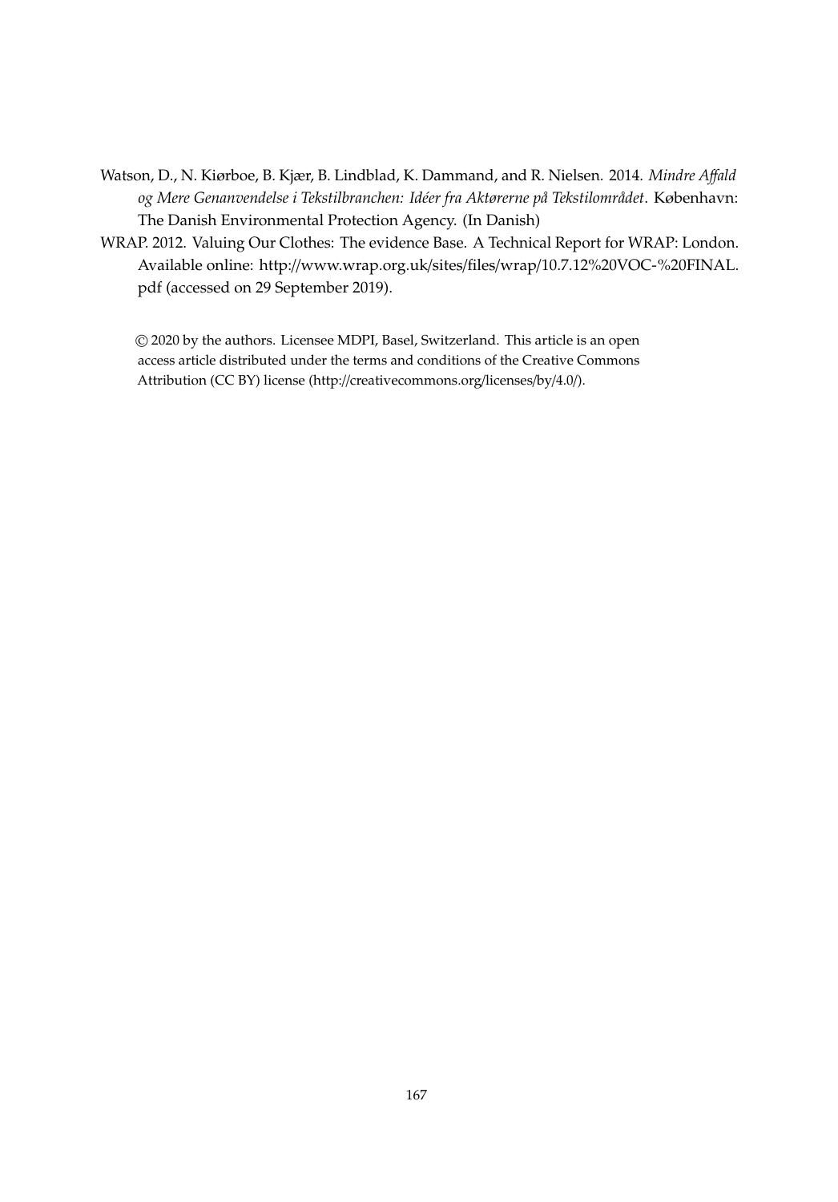Watson, D., N. Kiørboe, B. Kjær, B. Lindblad, K. Dammand, and R. Nielsen. 2014. *Mindre Affald og Mere Genanvendelse i Tekstilbranchen: Idéer fra Aktørerne på Tekstilområdet*. København: The Danish Environmental Protection Agency. (In Danish)

WRAP. 2012. Valuing Our Clothes: The evidence Base. A Technical Report for WRAP: London. Available online: http://www.wrap.org.uk/sites/files/wrap/10.7.12%20VOC-%20FINAL.pdf (accessed on 29 September 2019).

© 2020 by the authors. Licensee MDPI, Basel, Switzerland. This article is an open access article distributed under the terms and conditions of the Creative Commons Attribution (CC BY) license (http://creativecommons.org/licenses/by/4.0/).